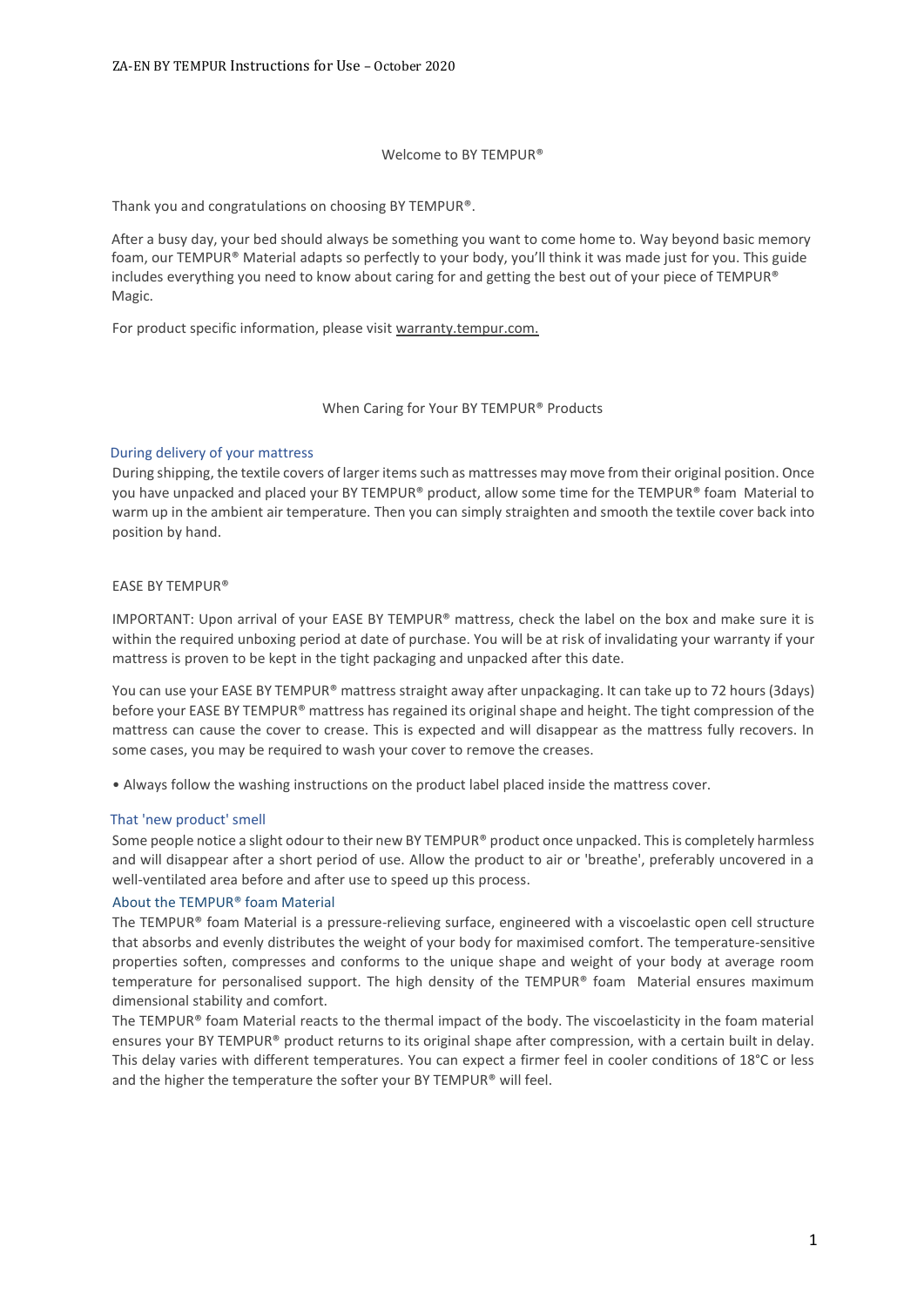# Welcome to BY TEMPUR®

Thank you and congratulations on choosing BY TEMPUR®.

After a busy day, your bed should always be something you want to come home to. Way beyond basic memory foam, our TEMPUR® Material adapts so perfectly to your body, you'll think it was made just for you. This guide includes everything you need to know about caring for and getting the best out of your piece of TEMPUR® Magic.

For product specific information, please visit warranty.tempur.com.

## When Caring for Your BY TEMPUR® Products

### During delivery of your mattress

During shipping, the textile covers of larger items such as mattresses may move from their original position. Once you have unpacked and placed your BY TEMPUR® product, allow some time for the TEMPUR® foam Material to warm up in the ambient air temperature. Then you can simply straighten and smooth the textile cover back into position by hand.

### EASE BY TEMPUR®

IMPORTANT: Upon arrival of your EASE BY TEMPUR® mattress, check the label on the box and make sure it is within the required unboxing period at date of purchase. You will be at risk of invalidating your warranty if your mattress is proven to be kept in the tight packaging and unpacked after this date.

You can use your EASE BY TEMPUR® mattress straight away after unpackaging. It can take up to 72 hours (3days) before your EASE BY TEMPUR® mattress has regained its original shape and height. The tight compression of the mattress can cause the cover to crease. This is expected and will disappear as the mattress fully recovers. In some cases, you may be required to wash your cover to remove the creases.

- Always follow the washing instructions on the product label placed inside the mattress cover.

### That 'new product' smell

Some people notice a slight odour to their new BY TEMPUR® product once unpacked. This is completely harmless and will disappear after a short period of use. Allow the product to air or 'breathe', preferably uncovered in a well-ventilated area before and after use to speed up this process.

### About the TEMPUR® foam Material

The TEMPUR® foam Material is a pressure-relieving surface, engineered with a viscoelastic open cell structure that absorbs and evenly distributes the weight of your body for maximised comfort. The temperature-sensitive properties soften, compresses and conforms to the unique shape and weight of your body at average room temperature for personalised support. The high density of the TEMPUR® foam Material ensures maximum dimensional stability and comfort.

The TEMPUR® foam Material reacts to the thermal impact of the body. The viscoelasticity in the foam material ensures your BY TEMPUR® product returns to its original shape after compression, with a certain built in delay. This delay varies with different temperatures. You can expect a firmer feel in cooler conditions of 18°C or less and the higher the temperature the softer your BY TEMPUR® will feel.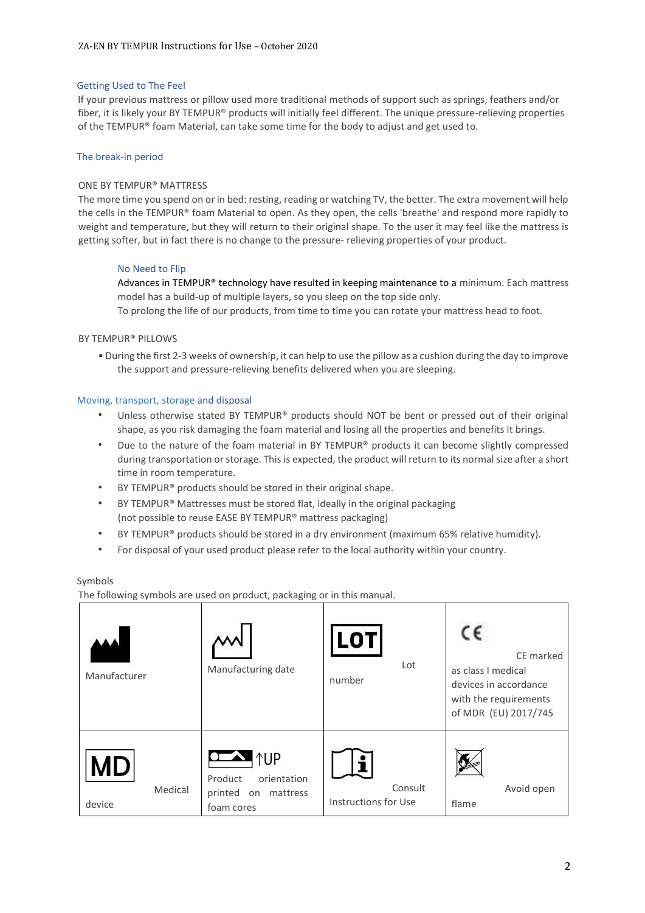## Getting Used to The Feel

If your previous mattress or pillow used more traditional methods of support such as springs, feathers and/or fiber, it is likely your BY TEMPUR® products will initially feel different. The unique pressure-relieving properties of the TEMPUR® foam Material, can take some time for the body to adjust and get used to.

## The break-in period

### ONE BY TEMPUR® MATTRESS

The more time you spend on or in bed: resting, reading or watching TV, the better. The extra movement will help the cells in the TEMPUR® foam Material to open. As they open, the cells 'breathe' and respond more rapidly to weight and temperature, but they will return to their original shape. To the user it may feel like the mattress is getting softer, but in fact there is no change to the pressure- relieving properties of your product.

#### No Need to Flip

Advances in TEMPUR® technology have resulted in keeping maintenance to a minimum. Each mattress model has a build-up of multiple layers, so you sleep on the top side only.
To prolong the life of our products, from time to time you can rotate your mattress head to foot.

### BY TEMPUR® PILLOWS

- During the first 2-3 weeks of ownership, it can help to use the pillow as a cushion during the day to improve the support and pressure-relieving benefits delivered when you are sleeping.

## Moving, transport, storage and disposal

- Unless otherwise stated BY TEMPUR® products should NOT be bent or pressed out of their original shape, as you risk damaging the foam material and losing all the properties and benefits it brings.
- Due to the nature of the foam material in BY TEMPUR® products it can become slightly compressed during transportation or storage. This is expected, the product will return to its normal size after a short time in room temperature.
- BY TEMPUR® products should be stored in their original shape.
- BY TEMPUR® Mattresses must be stored flat, ideally in the original packaging (not possible to reuse EASE BY TEMPUR® mattress packaging)
- BY TEMPUR® products should be stored in a dry environment (maximum 65% relative humidity).
- For disposal of your used product please refer to the local authority within your country.

## Symbols

The following symbols are used on product, packaging or in this manual.

| | | | |
|---|---|---|---|
| Manufacturer | Manufacturing date | LOT Lot number | CE marked as class I medical devices in accordance with the requirements of MDR (EU) 2017/745 |
| MD Medical device | ↑UP Product orientation printed on mattress foam cores | Consult Instructions for Use | Avoid open flame |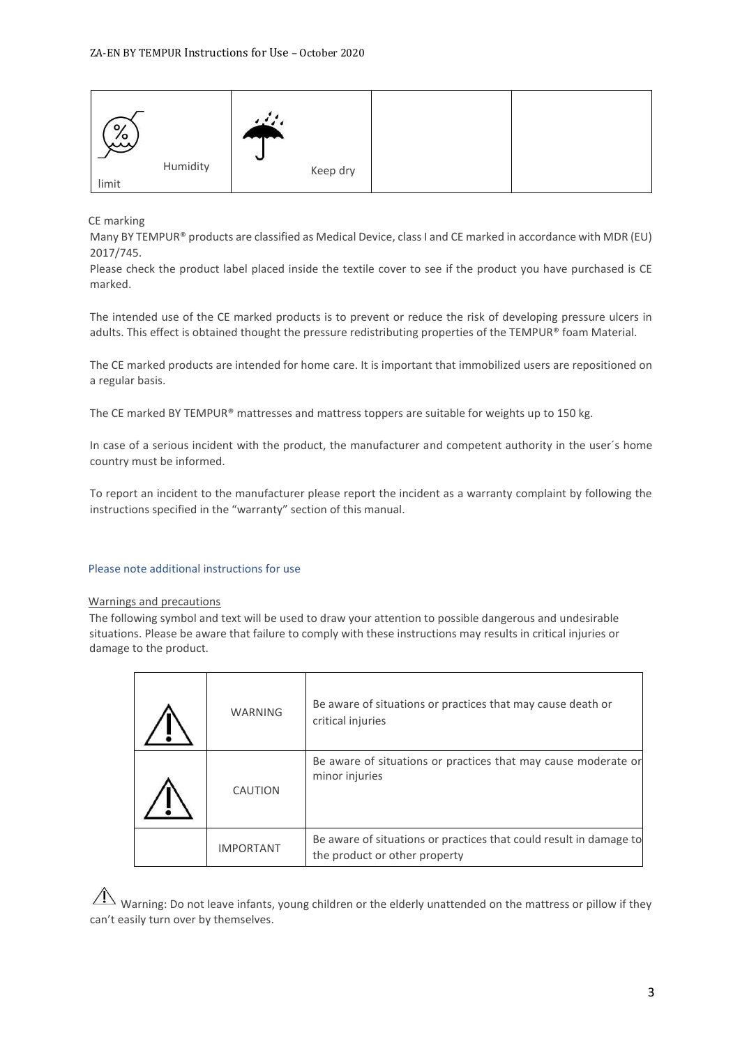| Humidity limit | Keep dry | | |
|---|---|---|---|

CE marking

Many BY TEMPUR® products are classified as Medical Device, class I and CE marked in accordance with MDR (EU) 2017/745.

Please check the product label placed inside the textile cover to see if the product you have purchased is CE marked.

The intended use of the CE marked products is to prevent or reduce the risk of developing pressure ulcers in adults. This effect is obtained thought the pressure redistributing properties of the TEMPUR® foam Material.

The CE marked products are intended for home care. It is important that immobilized users are repositioned on a regular basis.

The CE marked BY TEMPUR® mattresses and mattress toppers are suitable for weights up to 150 kg.

In case of a serious incident with the product, the manufacturer and competent authority in the user´s home country must be informed.

To report an incident to the manufacturer please report the incident as a warranty complaint by following the instructions specified in the "warranty" section of this manual.

## Please note additional instructions for use

Warnings and precautions

The following symbol and text will be used to draw your attention to possible dangerous and undesirable situations. Please be aware that failure to comply with these instructions may results in critical injuries or damage to the product.

| | | |
|---|---|---|
| ⚠ | WARNING | Be aware of situations or practices that may cause death or critical injuries |
| ⚠ | CAUTION | Be aware of situations or practices that may cause moderate or minor injuries |
| | IMPORTANT | Be aware of situations or practices that could result in damage to the product or other property |

⚠ Warning: Do not leave infants, young children or the elderly unattended on the mattress or pillow if they can't easily turn over by themselves.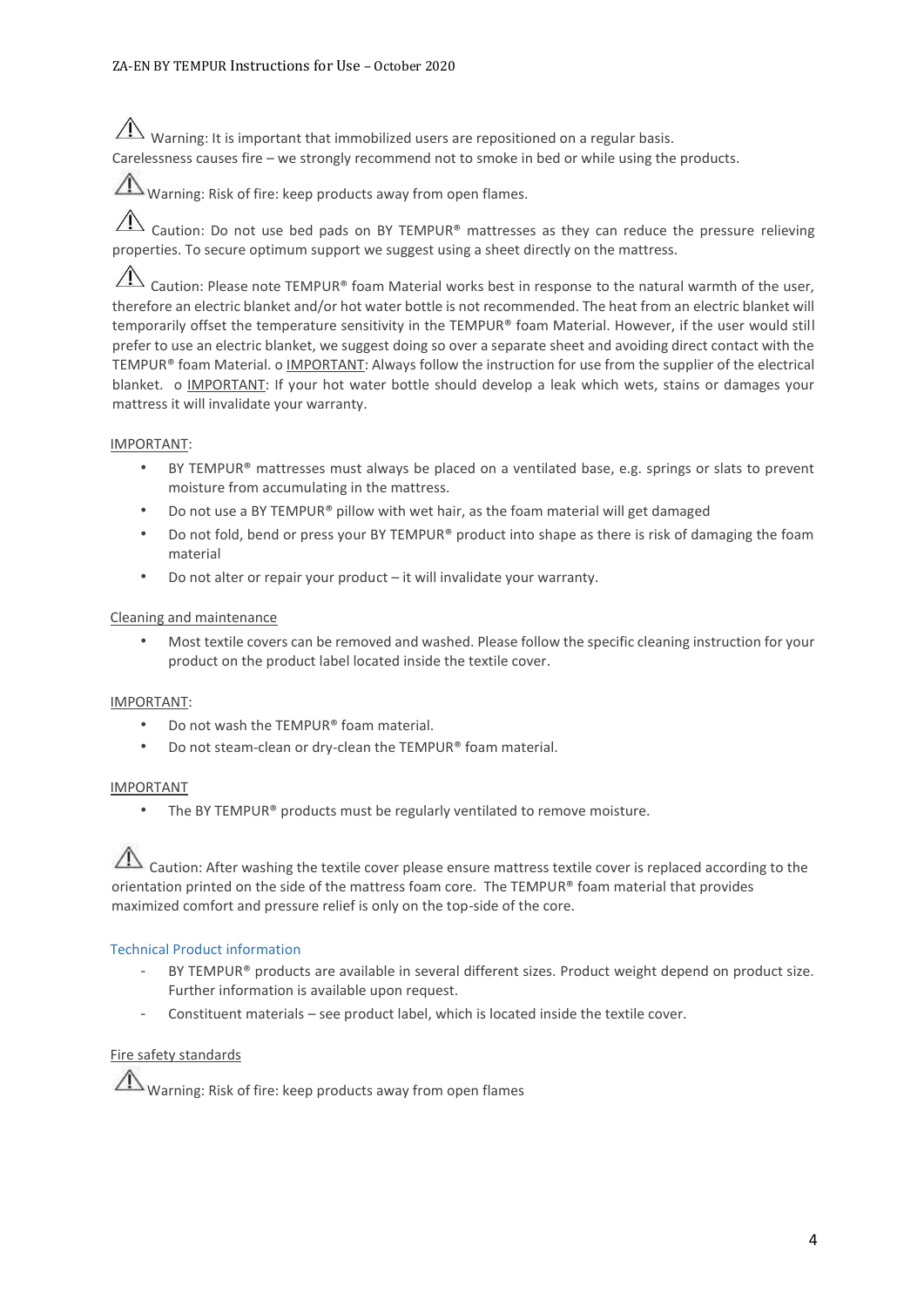⚠ Warning: It is important that immobilized users are repositioned on a regular basis.
Carelessness causes fire – we strongly recommend not to smoke in bed or while using the products.

⚠ Warning: Risk of fire: keep products away from open flames.

⚠ Caution: Do not use bed pads on BY TEMPUR® mattresses as they can reduce the pressure relieving properties. To secure optimum support we suggest using a sheet directly on the mattress.

⚠ Caution: Please note TEMPUR® foam Material works best in response to the natural warmth of the user, therefore an electric blanket and/or hot water bottle is not recommended. The heat from an electric blanket will temporarily offset the temperature sensitivity in the TEMPUR® foam Material. However, if the user would still prefer to use an electric blanket, we suggest doing so over a separate sheet and avoiding direct contact with the TEMPUR® foam Material. o IMPORTANT: Always follow the instruction for use from the supplier of the electrical blanket. o IMPORTANT: If your hot water bottle should develop a leak which wets, stains or damages your mattress it will invalidate your warranty.

IMPORTANT:

- BY TEMPUR® mattresses must always be placed on a ventilated base, e.g. springs or slats to prevent moisture from accumulating in the mattress.
- Do not use a BY TEMPUR® pillow with wet hair, as the foam material will get damaged
- Do not fold, bend or press your BY TEMPUR® product into shape as there is risk of damaging the foam material
- Do not alter or repair your product – it will invalidate your warranty.

Cleaning and maintenance

- Most textile covers can be removed and washed. Please follow the specific cleaning instruction for your product on the product label located inside the textile cover.

IMPORTANT:

- Do not wash the TEMPUR® foam material.
- Do not steam-clean or dry-clean the TEMPUR® foam material.

IMPORTANT

- The BY TEMPUR® products must be regularly ventilated to remove moisture.

⚠ Caution: After washing the textile cover please ensure mattress textile cover is replaced according to the orientation printed on the side of the mattress foam core. The TEMPUR® foam material that provides maximized comfort and pressure relief is only on the top-side of the core.

## Technical Product information

- BY TEMPUR® products are available in several different sizes. Product weight depend on product size. Further information is available upon request.
- Constituent materials – see product label, which is located inside the textile cover.

Fire safety standards

⚠ Warning: Risk of fire: keep products away from open flames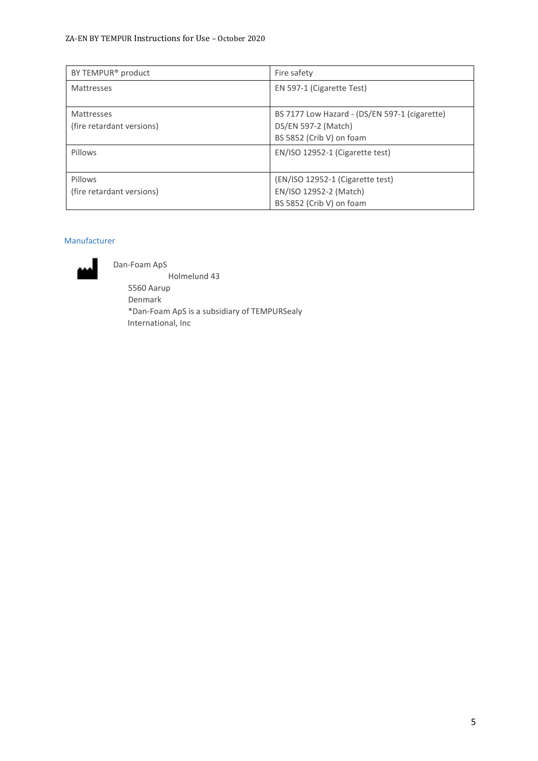| BY TEMPUR® product | Fire safety |
|---|---|
| Mattresses | EN 597-1 (Cigarette Test) |
| Mattresses<br>(fire retardant versions) | BS 7177 Low Hazard - (DS/EN 597-1 (cigarette)<br>DS/EN 597-2 (Match)<br>BS 5852 (Crib V) on foam |
| Pillows | EN/ISO 12952-1 (Cigarette test) |
| Pillows<br>(fire retardant versions) | (EN/ISO 12952-1 (Cigarette test)<br>EN/ISO 12952-2 (Match)<br>BS 5852 (Crib V) on foam |

## Manufacturer

Dan-Foam ApS
Holmelund 43
5560 Aarup
Denmark
*Dan-Foam ApS is a subsidiary of TEMPURSealy International, Inc